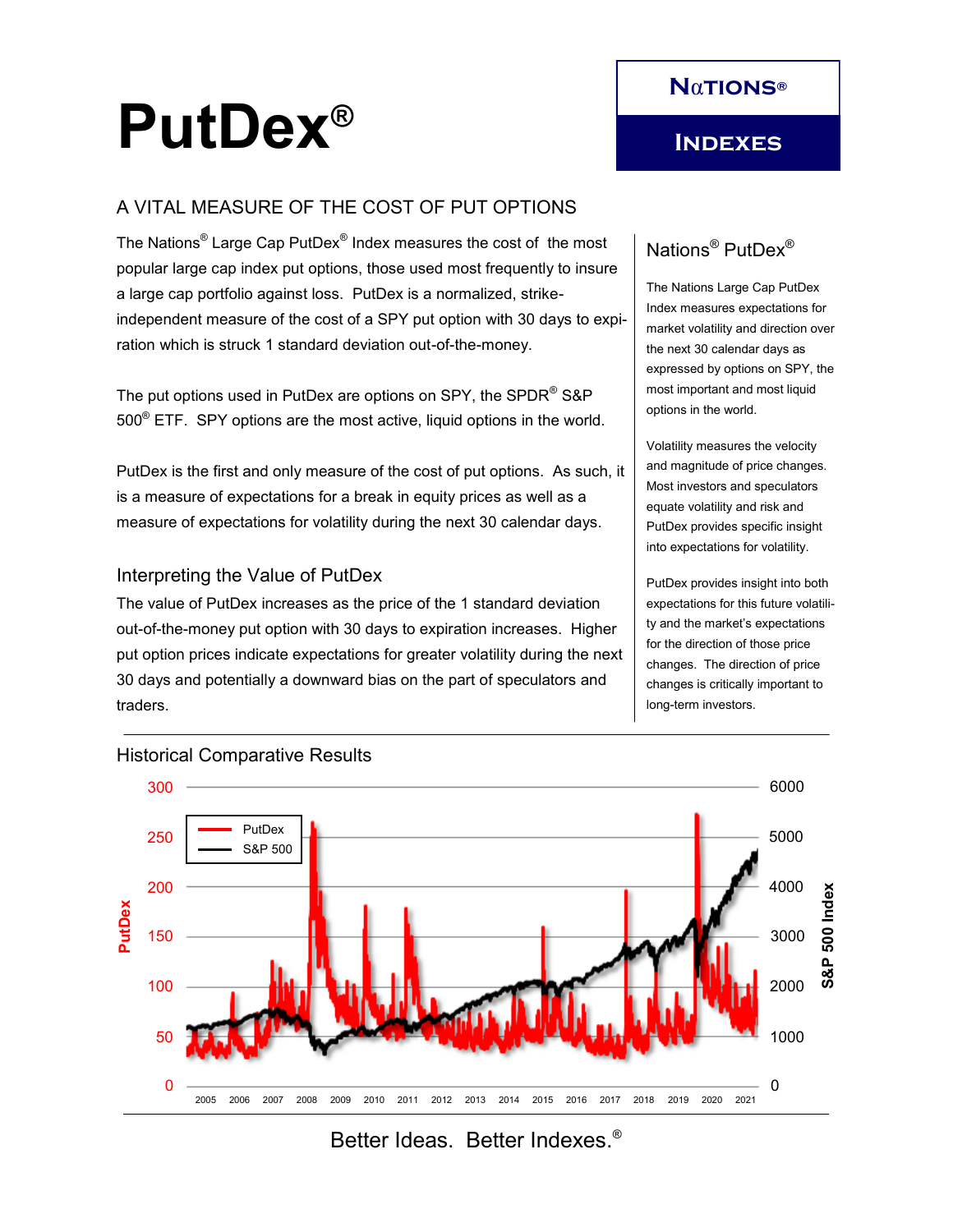# PutDex®

Nations® Indexes

## A VITAL MEASURE OF THE COST OF PUT OPTIONS

The Nations® Large Cap PutDex® Index measures the cost of the most popular large cap index put options, those used most frequently to insure a large cap portfolio against loss. PutDex is a normalized, strike-independent measure of the cost of a SPY put option with 30 days to expiration which is struck 1 standard deviation out-of-the-money.

The put options used in PutDex are options on SPY, the SPDR® S&P 500® ETF. SPY options are the most active, liquid options in the world.

PutDex is the first and only measure of the cost of put options. As such, it is a measure of expectations for a break in equity prices as well as a measure of expectations for volatility during the next 30 calendar days.

### Interpreting the Value of PutDex

The value of PutDex increases as the price of the 1 standard deviation out-of-the-money put option with 30 days to expiration increases. Higher put option prices indicate expectations for greater volatility during the next 30 days and potentially a downward bias on the part of speculators and traders.

### Nations® PutDex®

The Nations Large Cap PutDex Index measures expectations for market volatility and direction over the next 30 calendar days as expressed by options on SPY, the most important and most liquid options in the world.

Volatility measures the velocity and magnitude of price changes. Most investors and speculators equate volatility and risk and PutDex provides specific insight into expectations for volatility.

PutDex provides insight into both expectations for this future volatility and the market's expectations for the direction of those price changes. The direction of price changes is critically important to long-term investors.

### Historical Comparative Results

PutDex
S&P 500
300
250
200
150
100
50
0
6000
5000
4000
3000
2000
1000
0
S&P 500 Index
2005 2006 2007 2008 2009 2010 2011 2012 2013 2014 2015 2016 2017 2018 2019 2020 2021

Better Ideas. Better Indexes.®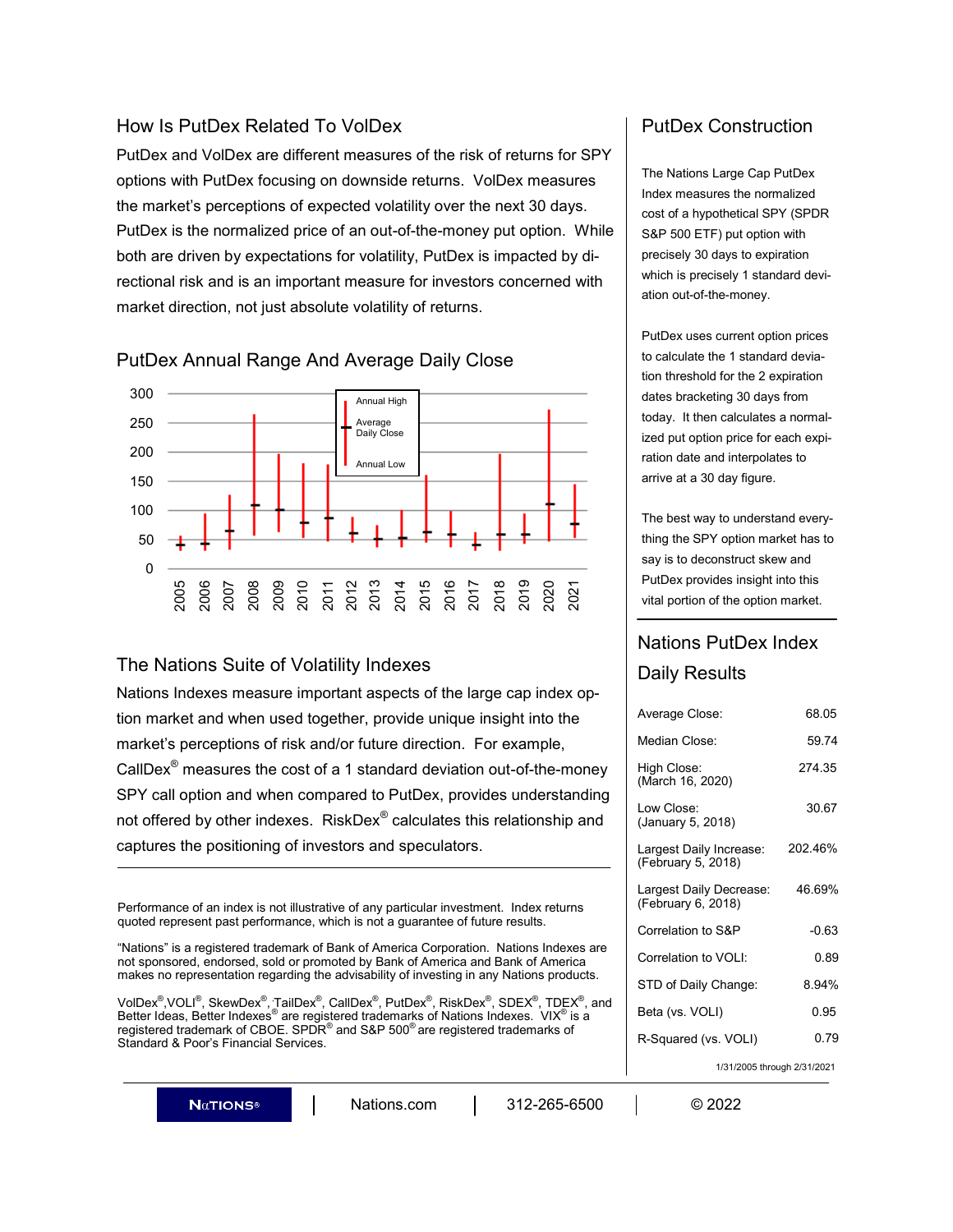## How Is PutDex Related To VolDex

PutDex and VolDex are different measures of the risk of returns for SPY options with PutDex focusing on downside returns. VolDex measures the market's perceptions of expected volatility over the next 30 days. PutDex is the normalized price of an out-of-the-money put option. While both are driven by expectations for volatility, PutDex is impacted by directional risk and is an important measure for investors concerned with market direction, not just absolute volatility of returns.

## PutDex Annual Range And Average Daily Close

300
250
200
150
100
50
0

Annual High
Average Daily Close
Annual Low

2005 2006 2007 2008 2009 2010 2011 2012 2013 2014 2015 2016 2017 2018 2019 2020 2021

## The Nations Suite of Volatility Indexes

Nations Indexes measure important aspects of the large cap index option market and when used together, provide unique insight into the market's perceptions of risk and/or future direction. For example, CallDex® measures the cost of a 1 standard deviation out-of-the-money SPY call option and when compared to PutDex, provides understanding not offered by other indexes. RiskDex® calculates this relationship and captures the positioning of investors and speculators.

Performance of an index is not illustrative of any particular investment. Index returns quoted represent past performance, which is not a guarantee of future results.

"Nations" is a registered trademark of Bank of America Corporation. Nations Indexes are not sponsored, endorsed, sold or promoted by Bank of America and Bank of America makes no representation regarding the advisability of investing in any Nations products.

VolDex®,VOLI®, SkewDex®, TailDex®, CallDex®, PutDex®, RiskDex®, SDEX®, TDEX®, and Better Ideas, Better Indexes® are registered trademarks of Nations Indexes. VIX® is a registered trademark of CBOE. SPDR® and S&P 500® are registered trademarks of Standard & Poor's Financial Services.

## PutDex Construction

The Nations Large Cap PutDex Index measures the normalized cost of a hypothetical SPY (SPDR S&P 500 ETF) put option with precisely 30 days to expiration which is precisely 1 standard deviation out-of-the-money.

PutDex uses current option prices to calculate the 1 standard deviation threshold for the 2 expiration dates bracketing 30 days from today. It then calculates a normalized put option price for each expiration date and interpolates to arrive at a 30 day figure.

The best way to understand everything the SPY option market has to say is to deconstruct skew and PutDex provides insight into this vital portion of the option market.

## Nations PutDex Index Daily Results

| | |
|---|---|
| Average Close: | 68.05 |
| Median Close: | 59.74 |
| High Close: (March 16, 2020) | 274.35 |
| Low Close: (January 5, 2018) | 30.67 |
| Largest Daily Increase: (February 5, 2018) | 202.46% |
| Largest Daily Decrease: (February 6, 2018) | 46.69% |
| Correlation to S&P | -0.63 |
| Correlation to VOLI: | 0.89 |
| STD of Daily Change: | 8.94% |
| Beta (vs. VOLI) | 0.95 |
| R-Squared (vs. VOLI) | 0.79 |

1/31/2005 through 2/31/2021

Nations | Nations.com | 312-265-6500 | © 2022